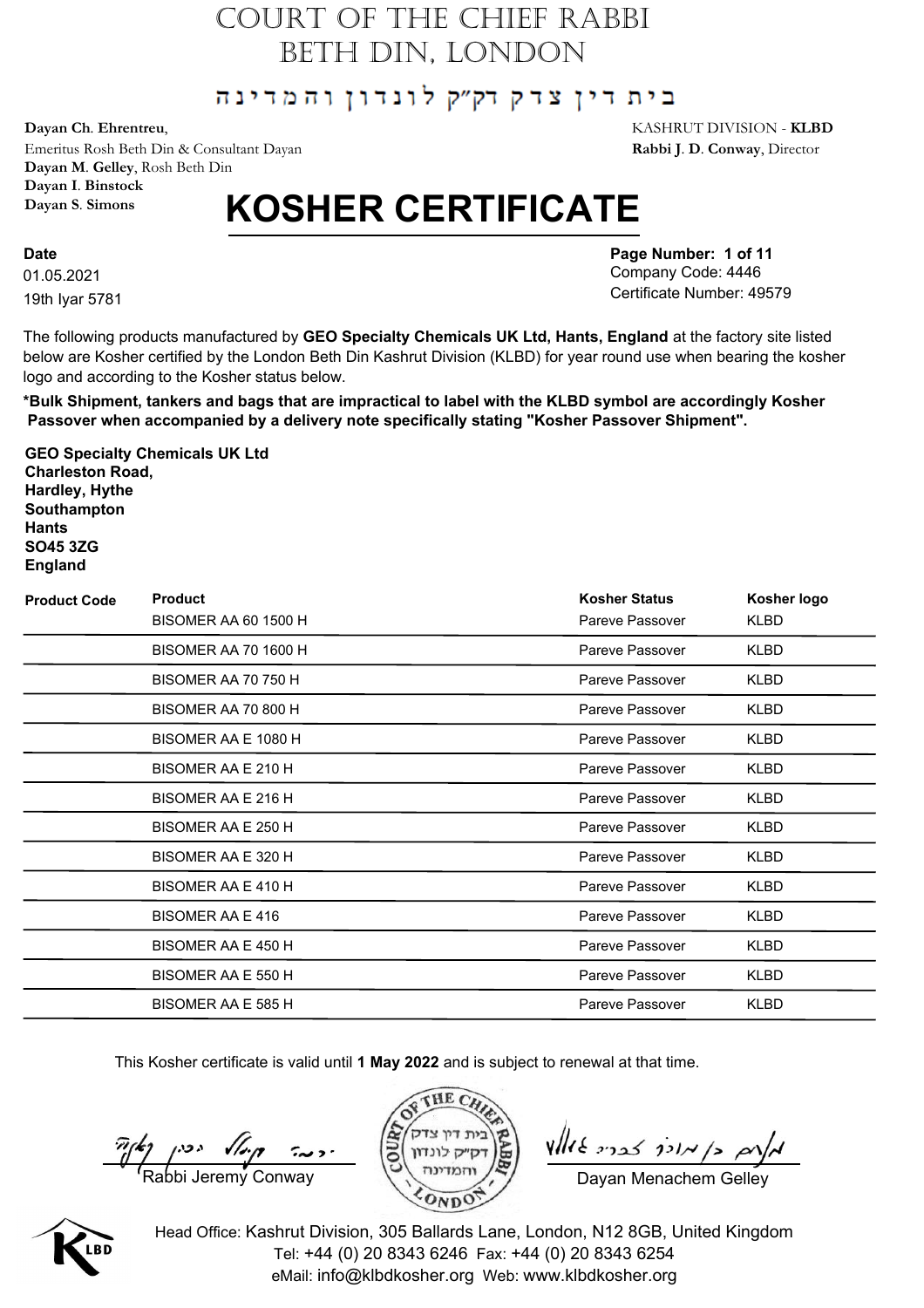# COURT OF THE CHIEF RABBI
# BETH DIN, LONDON

בית דין צדק דק"ק לונדון והמדינה

**Dayan Ch. Ehrentreu**,
Emeritus Rosh Beth Din & Consultant Dayan
**Dayan M. Gelley**, Rosh Beth Din
**Dayan I. Binstock**
**Dayan S. Simons**

KASHRUT DIVISION - **KLBD**
**Rabbi J. D. Conway**, Director

# KOSHER CERTIFICATE

**Date**
01.05.2021
19th Iyar 5781

**Page Number: 1 of 11**
Company Code: 4446
Certificate Number: 49579

The following products manufactured by **GEO Specialty Chemicals UK Ltd, Hants, England** at the factory site listed below are Kosher certified by the London Beth Din Kashrut Division (KLBD) for year round use when bearing the kosher logo and according to the Kosher status below.

**\*Bulk Shipment, tankers and bags that are impractical to label with the KLBD symbol are accordingly Kosher Passover when accompanied by a delivery note specifically stating "Kosher Passover Shipment".**

**GEO Specialty Chemicals UK Ltd**
**Charleston Road,**
**Hardley, Hythe**
**Southampton**
**Hants**
**SO45 3ZG**
**England**

| Product Code | Product | Kosher Status | Kosher logo |
|---|---|---|---|
| | BISOMER AA 60 1500 H | Pareve Passover | KLBD |
| | BISOMER AA 70 1600 H | Pareve Passover | KLBD |
| | BISOMER AA 70 750 H | Pareve Passover | KLBD |
| | BISOMER AA 70 800 H | Pareve Passover | KLBD |
| | BISOMER AA E 1080 H | Pareve Passover | KLBD |
| | BISOMER AA E 210 H | Pareve Passover | KLBD |
| | BISOMER AA E 216 H | Pareve Passover | KLBD |
| | BISOMER AA E 250 H | Pareve Passover | KLBD |
| | BISOMER AA E 320 H | Pareve Passover | KLBD |
| | BISOMER AA E 410 H | Pareve Passover | KLBD |
| | BISOMER AA E 416 | Pareve Passover | KLBD |
| | BISOMER AA E 450 H | Pareve Passover | KLBD |
| | BISOMER AA E 550 H | Pareve Passover | KLBD |
| | BISOMER AA E 585 H | Pareve Passover | KLBD |

This Kosher certificate is valid until **1 May 2022** and is subject to renewal at that time.

Rabbi Jeremy Conway

Dayan Menachem Gelley

Head Office: Kashrut Division, 305 Ballards Lane, London, N12 8GB, United Kingdom
Tel: +44 (0) 20 8343 6246 Fax: +44 (0) 20 8343 6254
eMail: info@klbdkosher.org Web: www.klbdkosher.org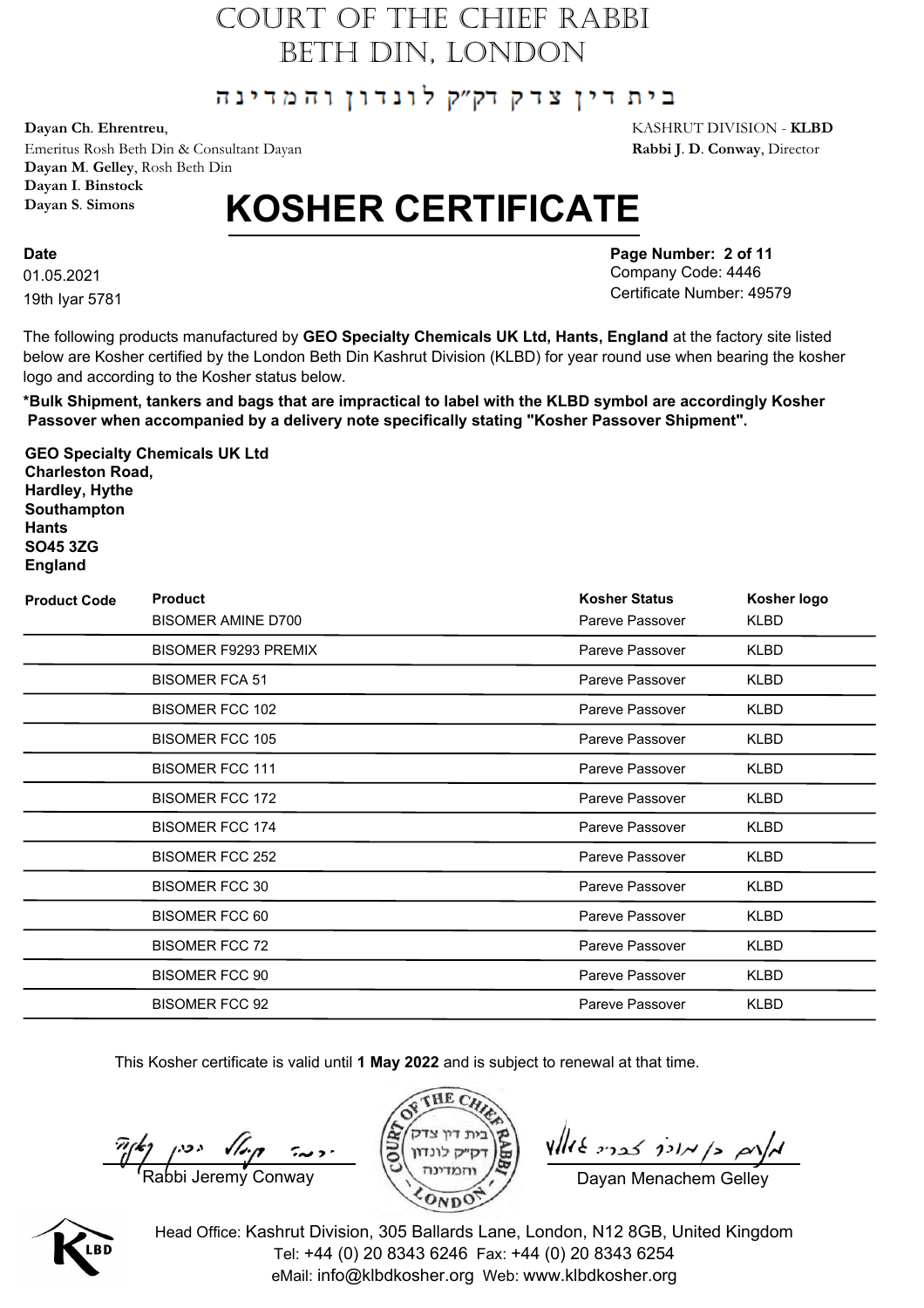# COURT OF THE CHIEF RABBI
# BETH DIN, LONDON

## בית דין צדק דק"ק לונדון והמדינה

**Dayan Ch. Ehrentreu**,
Emeritus Rosh Beth Din & Consultant Dayan
**Dayan M. Gelley**, Rosh Beth Din
**Dayan I. Binstock**
**Dayan S. Simons**

KASHRUT DIVISION - **KLBD**
**Rabbi J. D. Conway**, Director

# KOSHER CERTIFICATE

**Date**
01.05.2021
19th Iyar 5781

**Page Number: 2 of 11**
Company Code: 4446
Certificate Number: 49579

The following products manufactured by **GEO Specialty Chemicals UK Ltd, Hants, England** at the factory site listed below are Kosher certified by the London Beth Din Kashrut Division (KLBD) for year round use when bearing the kosher logo and according to the Kosher status below.

**\*Bulk Shipment, tankers and bags that are impractical to label with the KLBD symbol are accordingly Kosher Passover when accompanied by a delivery note specifically stating "Kosher Passover Shipment".**

**GEO Specialty Chemicals UK Ltd**
**Charleston Road,**
**Hardley, Hythe**
**Southampton**
**Hants**
**SO45 3ZG**
**England**

| Product Code | Product | Kosher Status | Kosher logo |
|---|---|---|---|
| | BISOMER AMINE D700 | Pareve Passover | KLBD |
| | BISOMER F9293 PREMIX | Pareve Passover | KLBD |
| | BISOMER FCA 51 | Pareve Passover | KLBD |
| | BISOMER FCC 102 | Pareve Passover | KLBD |
| | BISOMER FCC 105 | Pareve Passover | KLBD |
| | BISOMER FCC 111 | Pareve Passover | KLBD |
| | BISOMER FCC 172 | Pareve Passover | KLBD |
| | BISOMER FCC 174 | Pareve Passover | KLBD |
| | BISOMER FCC 252 | Pareve Passover | KLBD |
| | BISOMER FCC 30 | Pareve Passover | KLBD |
| | BISOMER FCC 60 | Pareve Passover | KLBD |
| | BISOMER FCC 72 | Pareve Passover | KLBD |
| | BISOMER FCC 90 | Pareve Passover | KLBD |
| | BISOMER FCC 92 | Pareve Passover | KLBD |

This Kosher certificate is valid until **1 May 2022** and is subject to renewal at that time.

Rabbi Jeremy Conway

Dayan Menachem Gelley

Head Office: Kashrut Division, 305 Ballards Lane, London, N12 8GB, United Kingdom
Tel: +44 (0) 20 8343 6246 Fax: +44 (0) 20 8343 6254
eMail: info@klbdkosher.org Web: www.klbdkosher.org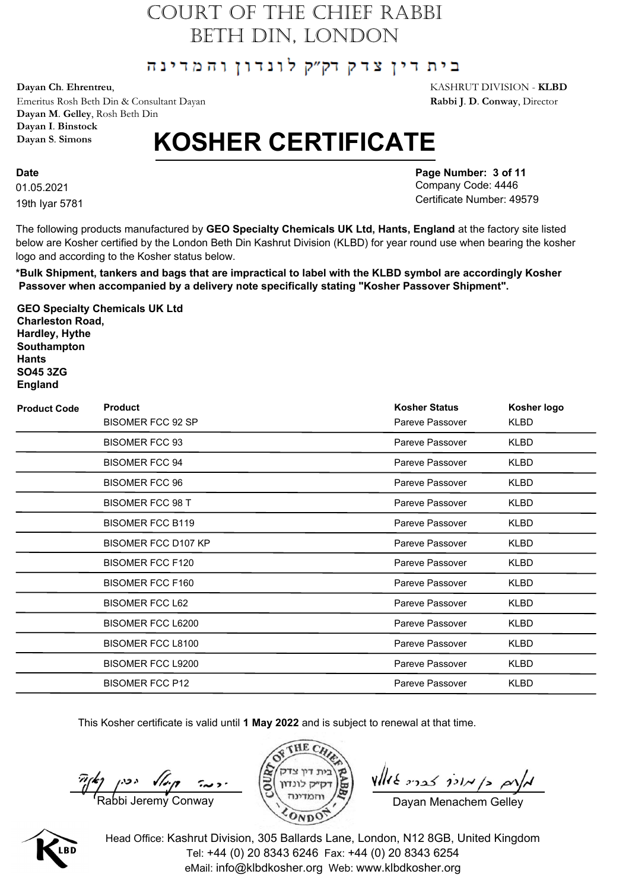# COURT OF THE CHIEF RABBI
# BETH DIN, LONDON

בית דין צדק דק"ק לונדון והמדינה

**Dayan Ch. Ehrentreu**,
Emeritus Rosh Beth Din & Consultant Dayan
**Dayan M. Gelley**, Rosh Beth Din
**Dayan I. Binstock**
**Dayan S. Simons**

KASHRUT DIVISION - **KLBD**
**Rabbi J. D. Conway**, Director

# KOSHER CERTIFICATE

**Date**
01.05.2021
19th Iyar 5781

**Page Number: 3 of 11**
Company Code: 4446
Certificate Number: 49579

The following products manufactured by **GEO Specialty Chemicals UK Ltd, Hants, England** at the factory site listed below are Kosher certified by the London Beth Din Kashrut Division (KLBD) for year round use when bearing the kosher logo and according to the Kosher status below.

**\*Bulk Shipment, tankers and bags that are impractical to label with the KLBD symbol are accordingly Kosher Passover when accompanied by a delivery note specifically stating "Kosher Passover Shipment".**

**GEO Specialty Chemicals UK Ltd**
**Charleston Road,**
**Hardley, Hythe**
**Southampton**
**Hants**
**SO45 3ZG**
**England**

| Product Code | Product | Kosher Status | Kosher logo |
|---|---|---|---|
| | BISOMER FCC 92 SP | Pareve Passover | KLBD |
| | BISOMER FCC 93 | Pareve Passover | KLBD |
| | BISOMER FCC 94 | Pareve Passover | KLBD |
| | BISOMER FCC 96 | Pareve Passover | KLBD |
| | BISOMER FCC 98 T | Pareve Passover | KLBD |
| | BISOMER FCC B119 | Pareve Passover | KLBD |
| | BISOMER FCC D107 KP | Pareve Passover | KLBD |
| | BISOMER FCC F120 | Pareve Passover | KLBD |
| | BISOMER FCC F160 | Pareve Passover | KLBD |
| | BISOMER FCC L62 | Pareve Passover | KLBD |
| | BISOMER FCC L6200 | Pareve Passover | KLBD |
| | BISOMER FCC L8100 | Pareve Passover | KLBD |
| | BISOMER FCC L9200 | Pareve Passover | KLBD |
| | BISOMER FCC P12 | Pareve Passover | KLBD |

This Kosher certificate is valid until **1 May 2022** and is subject to renewal at that time.

Rabbi Jeremy Conway

Dayan Menachem Gelley

Head Office: Kashrut Division, 305 Ballards Lane, London, N12 8GB, United Kingdom
Tel: +44 (0) 20 8343 6246 Fax: +44 (0) 20 8343 6254
eMail: info@klbdkosher.org Web: www.klbdkosher.org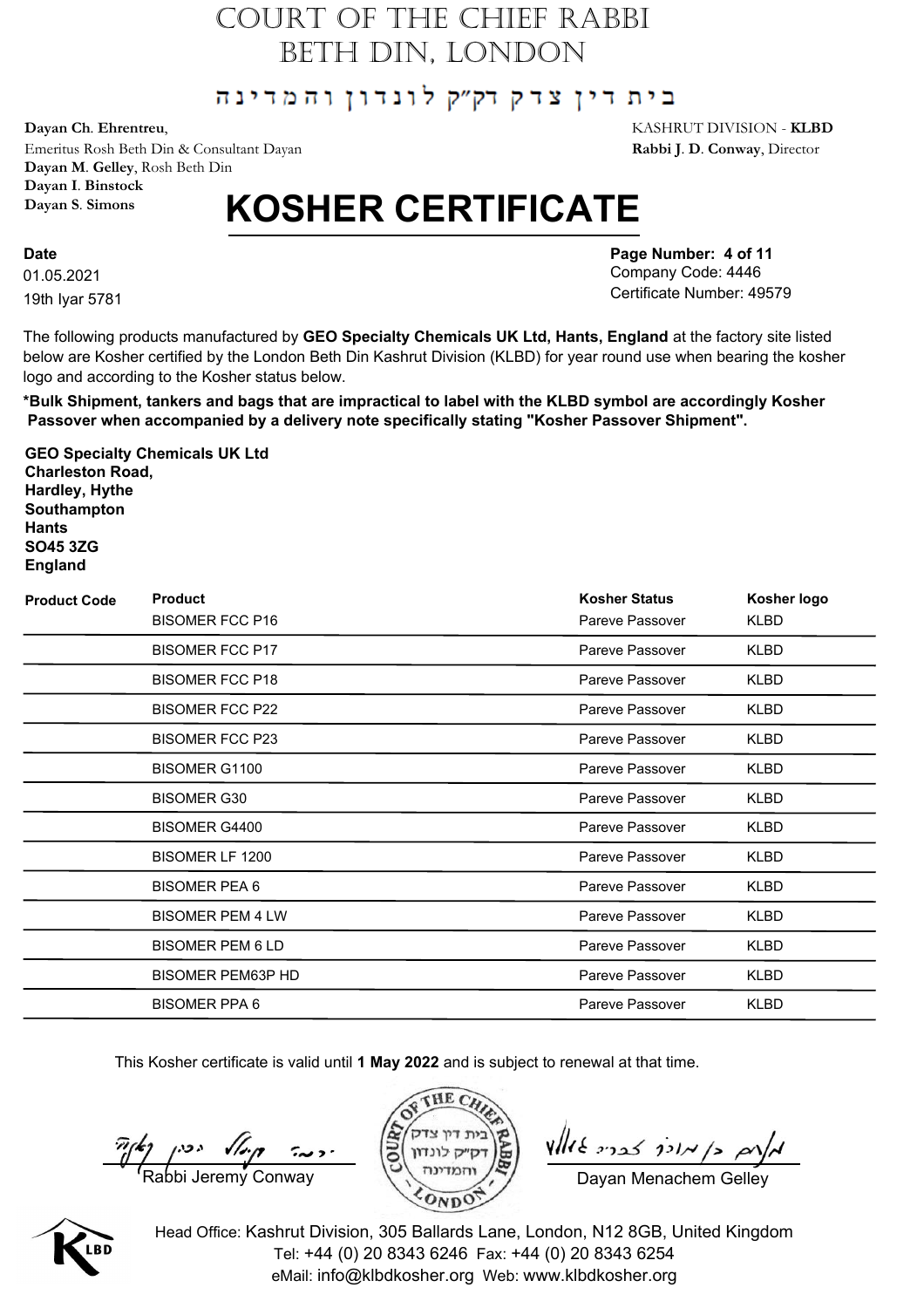# COURT OF THE CHIEF RABBI
# BETH DIN, LONDON

בית דין צדק דק"ק לונדון והמדינה

**Dayan Ch. Ehrentreu**,
Emeritus Rosh Beth Din & Consultant Dayan
**Dayan M. Gelley**, Rosh Beth Din
**Dayan I. Binstock**
**Dayan S. Simons**

KASHRUT DIVISION - **KLBD**
**Rabbi J. D. Conway**, Director

# KOSHER CERTIFICATE

**Date**
01.05.2021
19th Iyar 5781

**Page Number: 4 of 11**
Company Code: 4446
Certificate Number: 49579

The following products manufactured by **GEO Specialty Chemicals UK Ltd, Hants, England** at the factory site listed below are Kosher certified by the London Beth Din Kashrut Division (KLBD) for year round use when bearing the kosher logo and according to the Kosher status below.

**\*Bulk Shipment, tankers and bags that are impractical to label with the KLBD symbol are accordingly Kosher Passover when accompanied by a delivery note specifically stating "Kosher Passover Shipment".**

**GEO Specialty Chemicals UK Ltd**
**Charleston Road,**
**Hardley, Hythe**
**Southampton**
**Hants**
**SO45 3ZG**
**England**

| Product Code | Product | Kosher Status | Kosher logo |
|---|---|---|---|
| | BISOMER FCC P16 | Pareve Passover | KLBD |
| | BISOMER FCC P17 | Pareve Passover | KLBD |
| | BISOMER FCC P18 | Pareve Passover | KLBD |
| | BISOMER FCC P22 | Pareve Passover | KLBD |
| | BISOMER FCC P23 | Pareve Passover | KLBD |
| | BISOMER G1100 | Pareve Passover | KLBD |
| | BISOMER G30 | Pareve Passover | KLBD |
| | BISOMER G4400 | Pareve Passover | KLBD |
| | BISOMER LF 1200 | Pareve Passover | KLBD |
| | BISOMER PEA 6 | Pareve Passover | KLBD |
| | BISOMER PEM 4 LW | Pareve Passover | KLBD |
| | BISOMER PEM 6 LD | Pareve Passover | KLBD |
| | BISOMER PEM63P HD | Pareve Passover | KLBD |
| | BISOMER PPA 6 | Pareve Passover | KLBD |

This Kosher certificate is valid until **1 May 2022** and is subject to renewal at that time.

Rabbi Jeremy Conway

Dayan Menachem Gelley

Head Office: Kashrut Division, 305 Ballards Lane, London, N12 8GB, United Kingdom
Tel: +44 (0) 20 8343 6246 Fax: +44 (0) 20 8343 6254
eMail: info@klbdkosher.org Web: www.klbdkosher.org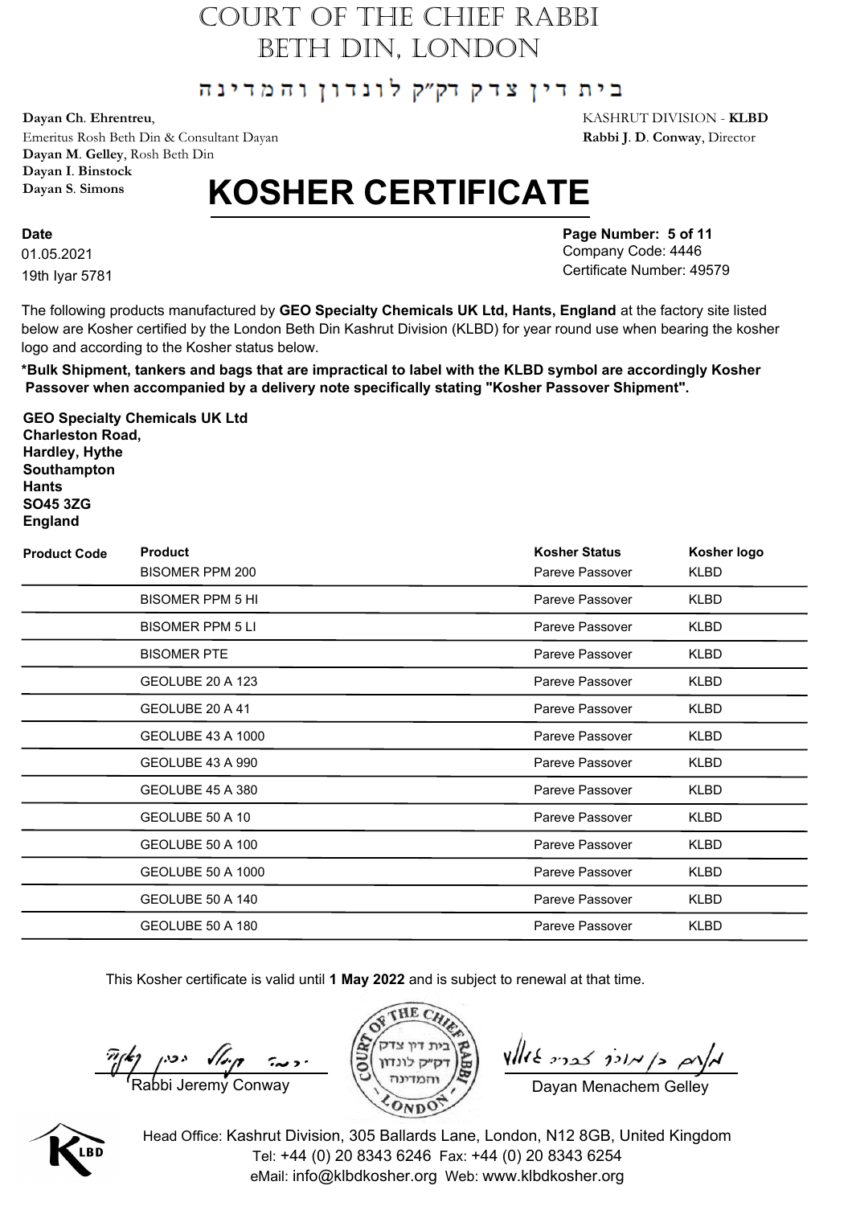# COURT OF THE CHIEF RABBI
# BETH DIN, LONDON

בית דין צדק דק"ק לונדון והמדינה

**Dayan Ch. Ehrenreu**,
Emeritus Rosh Beth Din & Consultant Dayan
**Dayan M. Gelley**, Rosh Beth Din
**Dayan I. Binstock**
**Dayan S. Simons**

KASHRUT DIVISION - **KLBD**
**Rabbi J. D. Conway**, Director

# KOSHER CERTIFICATE

**Date**
01.05.2021
19th Iyar 5781

**Page Number: 5 of 11**
Company Code: 4446
Certificate Number: 49579

The following products manufactured by **GEO Specialty Chemicals UK Ltd, Hants, England** at the factory site listed below are Kosher certified by the London Beth Din Kashrut Division (KLBD) for year round use when bearing the kosher logo and according to the Kosher status below.

**\*Bulk Shipment, tankers and bags that are impractical to label with the KLBD symbol are accordingly Kosher Passover when accompanied by a delivery note specifically stating "Kosher Passover Shipment".**

**GEO Specialty Chemicals UK Ltd**
**Charleston Road,**
**Hardley, Hythe**
**Southampton**
**Hants**
**SO45 3ZG**
**England**

| Product Code | Product | Kosher Status | Kosher logo |
|---|---|---|---|
| | BISOMER PPM 200 | Pareve Passover | KLBD |
| | BISOMER PPM 5 HI | Pareve Passover | KLBD |
| | BISOMER PPM 5 LI | Pareve Passover | KLBD |
| | BISOMER PTE | Pareve Passover | KLBD |
| | GEOLUBE 20 A 123 | Pareve Passover | KLBD |
| | GEOLUBE 20 A 41 | Pareve Passover | KLBD |
| | GEOLUBE 43 A 1000 | Pareve Passover | KLBD |
| | GEOLUBE 43 A 990 | Pareve Passover | KLBD |
| | GEOLUBE 45 A 380 | Pareve Passover | KLBD |
| | GEOLUBE 50 A 10 | Pareve Passover | KLBD |
| | GEOLUBE 50 A 100 | Pareve Passover | KLBD |
| | GEOLUBE 50 A 1000 | Pareve Passover | KLBD |
| | GEOLUBE 50 A 140 | Pareve Passover | KLBD |
| | GEOLUBE 50 A 180 | Pareve Passover | KLBD |

This Kosher certificate is valid until **1 May 2022** and is subject to renewal at that time.

Rabbi Jeremy Conway

Dayan Menachem Gelley

Head Office: Kashrut Division, 305 Ballards Lane, London, N12 8GB, United Kingdom
Tel: +44 (0) 20 8343 6246 Fax: +44 (0) 20 8343 6254
eMail: info@klbdkosher.org Web: www.klbdkosher.org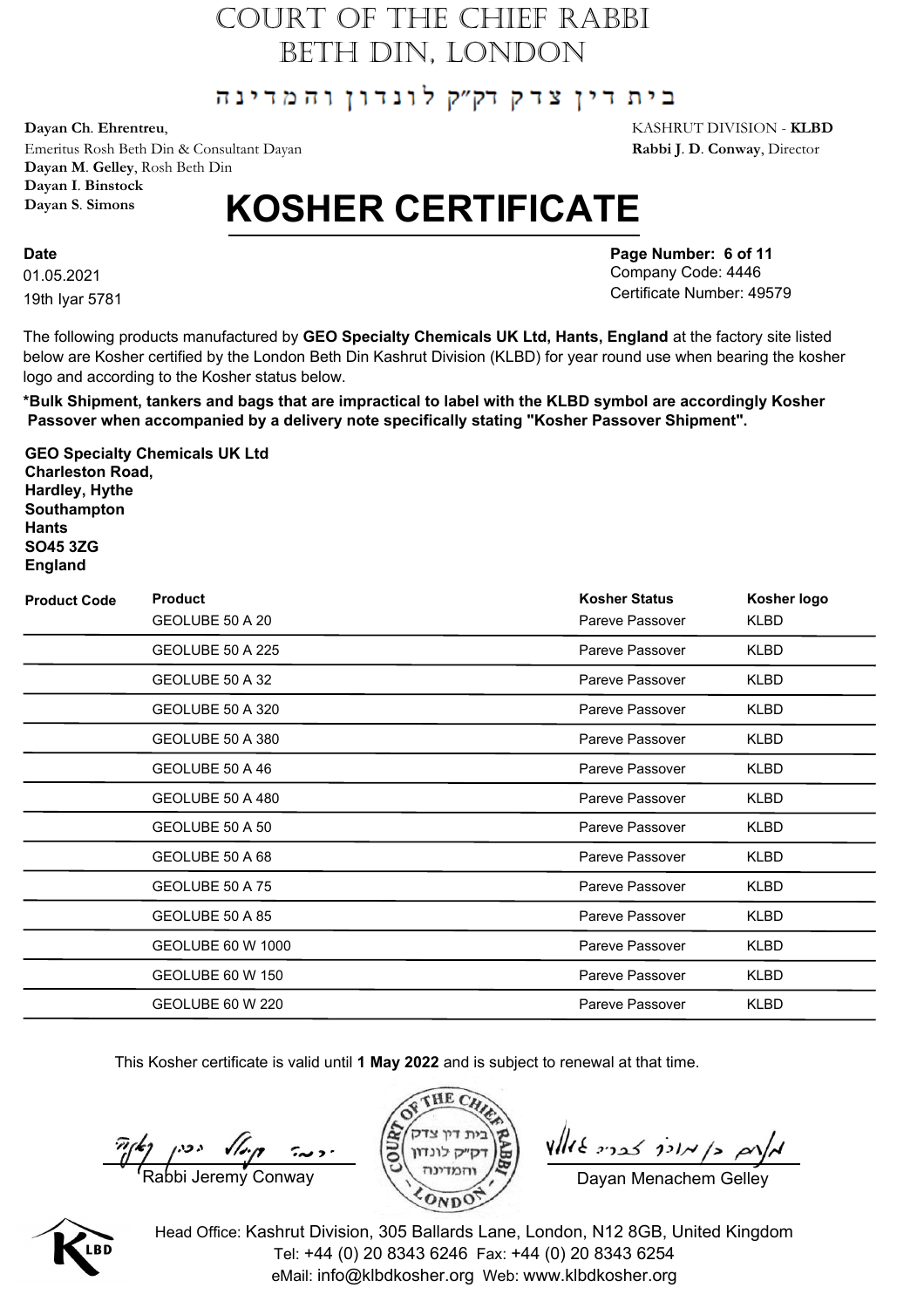# COURT OF THE CHIEF RABBI
# BETH DIN, LONDON

בית דין צדק דק"ק לונדון והמדינה

**Dayan Ch. Ehrentreu**,
Emeritus Rosh Beth Din & Consultant Dayan
**Dayan M. Gelley**, Rosh Beth Din
**Dayan I. Binstock**
**Dayan S. Simons**

KASHRUT DIVISION - **KLBD**
**Rabbi J. D. Conway**, Director

# KOSHER CERTIFICATE

**Date**
01.05.2021
19th Iyar 5781

**Page Number: 6 of 11**
Company Code: 4446
Certificate Number: 49579

The following products manufactured by **GEO Specialty Chemicals UK Ltd, Hants, England** at the factory site listed below are Kosher certified by the London Beth Din Kashrut Division (KLBD) for year round use when bearing the kosher logo and according to the Kosher status below.

**\*Bulk Shipment, tankers and bags that are impractical to label with the KLBD symbol are accordingly Kosher Passover when accompanied by a delivery note specifically stating "Kosher Passover Shipment".**

**GEO Specialty Chemicals UK Ltd**
**Charleston Road,**
**Hardley, Hythe**
**Southampton**
**Hants**
**SO45 3ZG**
**England**

| Product Code | Product | Kosher Status | Kosher logo |
|---|---|---|---|
| | GEOLUBE 50 A 20 | Pareve Passover | KLBD |
| | GEOLUBE 50 A 225 | Pareve Passover | KLBD |
| | GEOLUBE 50 A 32 | Pareve Passover | KLBD |
| | GEOLUBE 50 A 320 | Pareve Passover | KLBD |
| | GEOLUBE 50 A 380 | Pareve Passover | KLBD |
| | GEOLUBE 50 A 46 | Pareve Passover | KLBD |
| | GEOLUBE 50 A 480 | Pareve Passover | KLBD |
| | GEOLUBE 50 A 50 | Pareve Passover | KLBD |
| | GEOLUBE 50 A 68 | Pareve Passover | KLBD |
| | GEOLUBE 50 A 75 | Pareve Passover | KLBD |
| | GEOLUBE 50 A 85 | Pareve Passover | KLBD |
| | GEOLUBE 60 W 1000 | Pareve Passover | KLBD |
| | GEOLUBE 60 W 150 | Pareve Passover | KLBD |
| | GEOLUBE 60 W 220 | Pareve Passover | KLBD |

This Kosher certificate is valid until **1 May 2022** and is subject to renewal at that time.

Rabbi Jeremy Conway

Dayan Menachem Gelley

Head Office: Kashrut Division, 305 Ballards Lane, London, N12 8GB, United Kingdom
Tel: +44 (0) 20 8343 6246 Fax: +44 (0) 20 8343 6254
eMail: info@klbdkosher.org Web: www.klbdkosher.org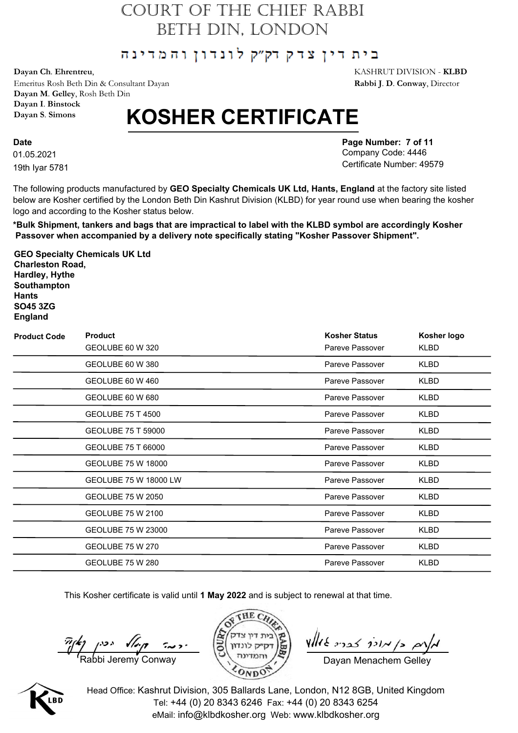# COURT OF THE CHIEF RABBI
# BETH DIN, LONDON

בית דין צדק דק"ק לונדון והמדינה

**Dayan Ch. Ehrentreu**,
Emeritus Rosh Beth Din & Consultant Dayan
**Dayan M. Gelley**, Rosh Beth Din
**Dayan I. Binstock**
**Dayan S. Simons**

KASHRUT DIVISION - **KLBD**
**Rabbi J. D. Conway**, Director

## KOSHER CERTIFICATE

**Date**
01.05.2021
19th Iyar 5781

**Page Number: 7 of 11**
Company Code: 4446
Certificate Number: 49579

The following products manufactured by **GEO Specialty Chemicals UK Ltd, Hants, England** at the factory site listed below are Kosher certified by the London Beth Din Kashrut Division (KLBD) for year round use when bearing the kosher logo and according to the Kosher status below.

**\*Bulk Shipment, tankers and bags that are impractical to label with the KLBD symbol are accordingly Kosher Passover when accompanied by a delivery note specifically stating "Kosher Passover Shipment".**

**GEO Specialty Chemicals UK Ltd**
**Charleston Road,**
**Hardley, Hythe**
**Southampton**
**Hants**
**SO45 3ZG**
**England**

| Product Code | Product | Kosher Status | Kosher logo |
|---|---|---|---|
| | GEOLUBE 60 W 320 | Pareve Passover | KLBD |
| | GEOLUBE 60 W 380 | Pareve Passover | KLBD |
| | GEOLUBE 60 W 460 | Pareve Passover | KLBD |
| | GEOLUBE 60 W 680 | Pareve Passover | KLBD |
| | GEOLUBE 75 T 4500 | Pareve Passover | KLBD |
| | GEOLUBE 75 T 59000 | Pareve Passover | KLBD |
| | GEOLUBE 75 T 66000 | Pareve Passover | KLBD |
| | GEOLUBE 75 W 18000 | Pareve Passover | KLBD |
| | GEOLUBE 75 W 18000 LW | Pareve Passover | KLBD |
| | GEOLUBE 75 W 2050 | Pareve Passover | KLBD |
| | GEOLUBE 75 W 2100 | Pareve Passover | KLBD |
| | GEOLUBE 75 W 23000 | Pareve Passover | KLBD |
| | GEOLUBE 75 W 270 | Pareve Passover | KLBD |
| | GEOLUBE 75 W 280 | Pareve Passover | KLBD |

This Kosher certificate is valid until **1 May 2022** and is subject to renewal at that time.

Rabbi Jeremy Conway

Dayan Menachem Gelley

Head Office: Kashrut Division, 305 Ballards Lane, London, N12 8GB, United Kingdom
Tel: +44 (0) 20 8343 6246 Fax: +44 (0) 20 8343 6254
eMail: info@klbdkosher.org Web: www.klbdkosher.org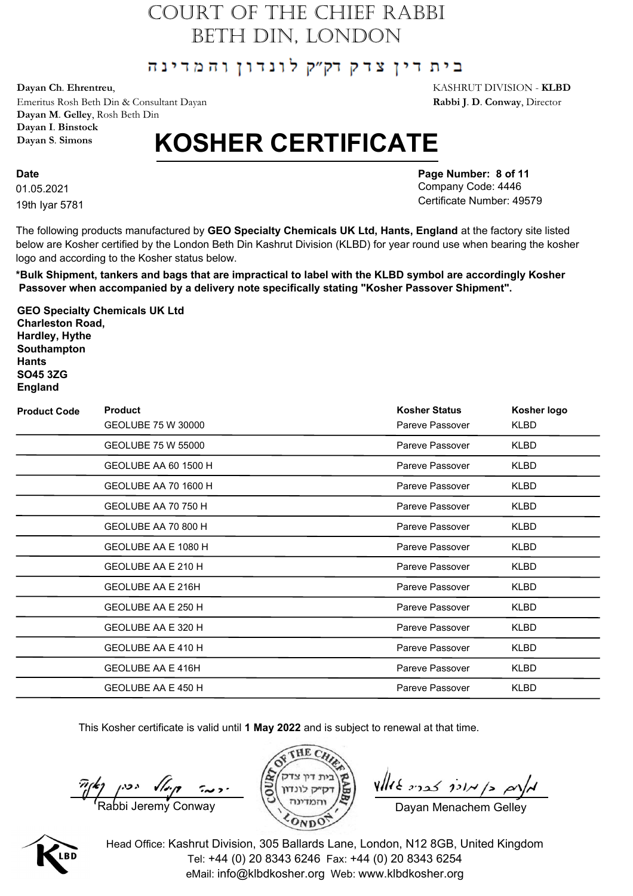# COURT OF THE CHIEF RABBI
# BETH DIN, LONDON

בית דין צדק דק"ק לונדון והמדינה

**Dayan Ch. Ehrentreu**,
Emeritus Rosh Beth Din & Consultant Dayan
**Dayan M. Gelley**, Rosh Beth Din
**Dayan I. Binstock**
**Dayan S. Simons**

KASHRUT DIVISION - **KLBD**
**Rabbi J. D. Conway**, Director

# KOSHER CERTIFICATE

**Date**
01.05.2021
19th Iyar 5781

**Page Number: 8 of 11**
Company Code: 4446
Certificate Number: 49579

The following products manufactured by **GEO Specialty Chemicals UK Ltd, Hants, England** at the factory site listed below are Kosher certified by the London Beth Din Kashrut Division (KLBD) for year round use when bearing the kosher logo and according to the Kosher status below.

**\*Bulk Shipment, tankers and bags that are impractical to label with the KLBD symbol are accordingly Kosher Passover when accompanied by a delivery note specifically stating "Kosher Passover Shipment".**

**GEO Specialty Chemicals UK Ltd**
**Charleston Road,**
**Hardley, Hythe**
**Southampton**
**Hants**
**SO45 3ZG**
**England**

| Product Code | Product | Kosher Status | Kosher logo |
|---|---|---|---|
| | GEOLUBE 75 W 30000 | Pareve Passover | KLBD |
| | GEOLUBE 75 W 55000 | Pareve Passover | KLBD |
| | GEOLUBE AA 60 1500 H | Pareve Passover | KLBD |
| | GEOLUBE AA 70 1600 H | Pareve Passover | KLBD |
| | GEOLUBE AA 70 750 H | Pareve Passover | KLBD |
| | GEOLUBE AA 70 800 H | Pareve Passover | KLBD |
| | GEOLUBE AA E 1080 H | Pareve Passover | KLBD |
| | GEOLUBE AA E 210 H | Pareve Passover | KLBD |
| | GEOLUBE AA E 216H | Pareve Passover | KLBD |
| | GEOLUBE AA E 250 H | Pareve Passover | KLBD |
| | GEOLUBE AA E 320 H | Pareve Passover | KLBD |
| | GEOLUBE AA E 410 H | Pareve Passover | KLBD |
| | GEOLUBE AA E 416H | Pareve Passover | KLBD |
| | GEOLUBE AA E 450 H | Pareve Passover | KLBD |

This Kosher certificate is valid until **1 May 2022** and is subject to renewal at that time.

Rabbi Jeremy Conway

Dayan Menachem Gelley

Head Office: Kashrut Division, 305 Ballards Lane, London, N12 8GB, United Kingdom
Tel: +44 (0) 20 8343 6246 Fax: +44 (0) 20 8343 6254
eMail: info@klbdkosher.org Web: www.klbdkosher.org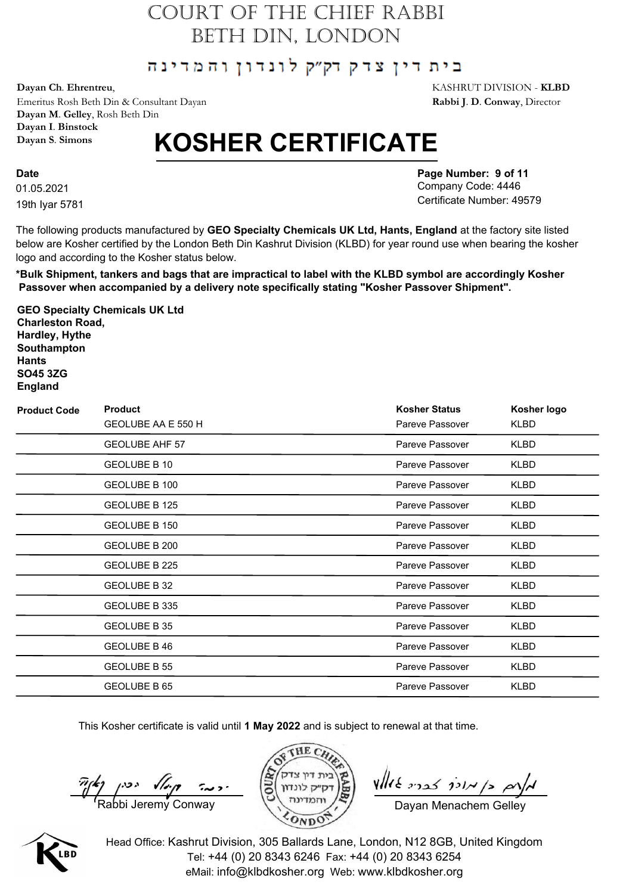# COURT OF THE CHIEF RABBI
# BETH DIN, LONDON

בית דין צדק דק"ק לונדון והמדינה

**Dayan Ch. Ehrentreu**,
Emeritus Rosh Beth Din & Consultant Dayan
**Dayan M. Gelley**, Rosh Beth Din
**Dayan I. Binstock**
**Dayan S. Simons**

KASHRUT DIVISION - **KLBD**
**Rabbi J. D. Conway**, Director

# KOSHER CERTIFICATE

**Date**
01.05.2021
19th Iyar 5781

**Page Number: 9 of 11**
Company Code: 4446
Certificate Number: 49579

The following products manufactured by **GEO Specialty Chemicals UK Ltd, Hants, England** at the factory site listed below are Kosher certified by the London Beth Din Kashrut Division (KLBD) for year round use when bearing the kosher logo and according to the Kosher status below.

**\*Bulk Shipment, tankers and bags that are impractical to label with the KLBD symbol are accordingly Kosher Passover when accompanied by a delivery note specifically stating "Kosher Passover Shipment".**

**GEO Specialty Chemicals UK Ltd**
**Charleston Road,**
**Hardley, Hythe**
**Southampton**
**Hants**
**SO45 3ZG**
**England**

| Product Code | Product | Kosher Status | Kosher logo |
|---|---|---|---|
| | GEOLUBE AA E 550 H | Pareve Passover | KLBD |
| | GEOLUBE AHF 57 | Pareve Passover | KLBD |
| | GEOLUBE B 10 | Pareve Passover | KLBD |
| | GEOLUBE B 100 | Pareve Passover | KLBD |
| | GEOLUBE B 125 | Pareve Passover | KLBD |
| | GEOLUBE B 150 | Pareve Passover | KLBD |
| | GEOLUBE B 200 | Pareve Passover | KLBD |
| | GEOLUBE B 225 | Pareve Passover | KLBD |
| | GEOLUBE B 32 | Pareve Passover | KLBD |
| | GEOLUBE B 335 | Pareve Passover | KLBD |
| | GEOLUBE B 35 | Pareve Passover | KLBD |
| | GEOLUBE B 46 | Pareve Passover | KLBD |
| | GEOLUBE B 55 | Pareve Passover | KLBD |
| | GEOLUBE B 65 | Pareve Passover | KLBD |

This Kosher certificate is valid until **1 May 2022** and is subject to renewal at that time.

Rabbi Jeremy Conway

Dayan Menachem Gelley

Head Office: Kashrut Division, 305 Ballards Lane, London, N12 8GB, United Kingdom
Tel: +44 (0) 20 8343 6246 Fax: +44 (0) 20 8343 6254
eMail: info@klbdkosher.org Web: www.klbdkosher.org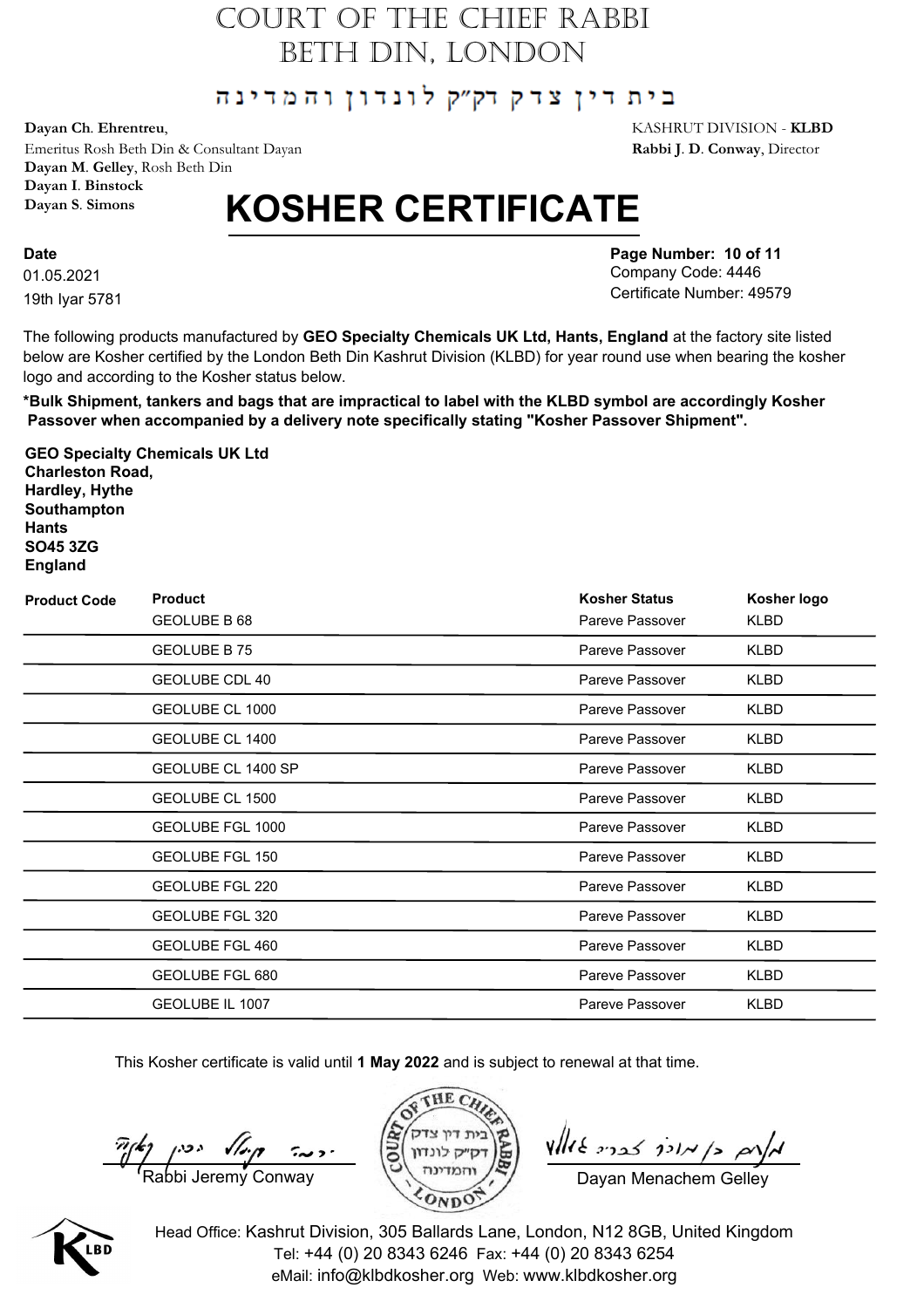# COURT OF THE CHIEF RABBI
# BETH DIN, LONDON

בית דין צדק דק"ק לונדון והמדינה

**Dayan Ch. Ehrentreu**,
Emeritus Rosh Beth Din & Consultant Dayan
**Dayan M. Gelley**, Rosh Beth Din
**Dayan I. Binstock**
**Dayan S. Simons**

KASHRUT DIVISION - **KLBD**
**Rabbi J. D. Conway**, Director

# KOSHER CERTIFICATE

**Date**
01.05.2021
19th Iyar 5781

**Page Number: 10 of 11**
Company Code: 4446
Certificate Number: 49579

The following products manufactured by **GEO Specialty Chemicals UK Ltd, Hants, England** at the factory site listed below are Kosher certified by the London Beth Din Kashrut Division (KLBD) for year round use when bearing the kosher logo and according to the Kosher status below.

**\*Bulk Shipment, tankers and bags that are impractical to label with the KLBD symbol are accordingly Kosher Passover when accompanied by a delivery note specifically stating "Kosher Passover Shipment".**

**GEO Specialty Chemicals UK Ltd**
**Charleston Road,**
**Hardley, Hythe**
**Southampton**
**Hants**
**SO45 3ZG**
**England**

| Product Code | Product | Kosher Status | Kosher logo |
|---|---|---|---|
| | GEOLUBE B 68 | Pareve Passover | KLBD |
| | GEOLUBE B 75 | Pareve Passover | KLBD |
| | GEOLUBE CDL 40 | Pareve Passover | KLBD |
| | GEOLUBE CL 1000 | Pareve Passover | KLBD |
| | GEOLUBE CL 1400 | Pareve Passover | KLBD |
| | GEOLUBE CL 1400 SP | Pareve Passover | KLBD |
| | GEOLUBE CL 1500 | Pareve Passover | KLBD |
| | GEOLUBE FGL 1000 | Pareve Passover | KLBD |
| | GEOLUBE FGL 150 | Pareve Passover | KLBD |
| | GEOLUBE FGL 220 | Pareve Passover | KLBD |
| | GEOLUBE FGL 320 | Pareve Passover | KLBD |
| | GEOLUBE FGL 460 | Pareve Passover | KLBD |
| | GEOLUBE FGL 680 | Pareve Passover | KLBD |
| | GEOLUBE IL 1007 | Pareve Passover | KLBD |

This Kosher certificate is valid until **1 May 2022** and is subject to renewal at that time.

Rabbi Jeremy Conway

Dayan Menachem Gelley

Head Office: Kashrut Division, 305 Ballards Lane, London, N12 8GB, United Kingdom
Tel: +44 (0) 20 8343 6246 Fax: +44 (0) 20 8343 6254
eMail: info@klbdkosher.org Web: www.klbdkosher.org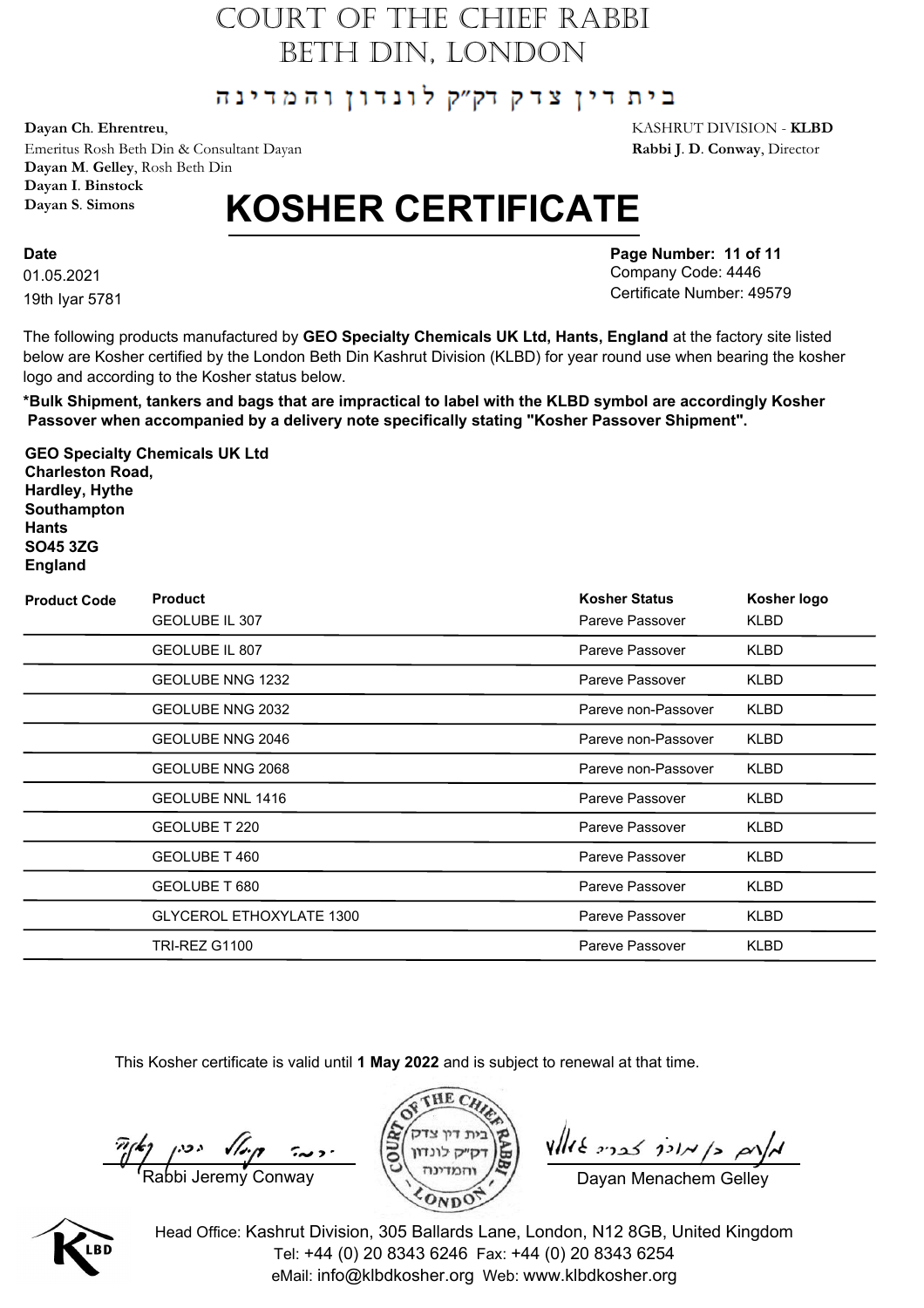# COURT OF THE CHIEF RABBI
# BETH DIN, LONDON

בית דין צדק דק"ק לונדון והמדינה

**Dayan Ch. Ehrentreu**,
Emeritus Rosh Beth Din & Consultant Dayan
**Dayan M. Gelley**, Rosh Beth Din
**Dayan I. Binstock**
**Dayan S. Simons**

KASHRUT DIVISION - **KLBD**
**Rabbi J. D. Conway**, Director

# KOSHER CERTIFICATE

**Date**
01.05.2021
19th Iyar 5781

**Page Number: 11 of 11**
Company Code: 4446
Certificate Number: 49579

The following products manufactured by **GEO Specialty Chemicals UK Ltd, Hants, England** at the factory site listed below are Kosher certified by the London Beth Din Kashrut Division (KLBD) for year round use when bearing the kosher logo and according to the Kosher status below.

**\*Bulk Shipment, tankers and bags that are impractical to label with the KLBD symbol are accordingly Kosher Passover when accompanied by a delivery note specifically stating "Kosher Passover Shipment".**

**GEO Specialty Chemicals UK Ltd**
**Charleston Road,**
**Hardley, Hythe**
**Southampton**
**Hants**
**SO45 3ZG**
**England**

| Product Code | Product | Kosher Status | Kosher logo |
|---|---|---|---|
| | GEOLUBE IL 307 | Pareve Passover | KLBD |
| | GEOLUBE IL 807 | Pareve Passover | KLBD |
| | GEOLUBE NNG 1232 | Pareve Passover | KLBD |
| | GEOLUBE NNG 2032 | Pareve non-Passover | KLBD |
| | GEOLUBE NNG 2046 | Pareve non-Passover | KLBD |
| | GEOLUBE NNG 2068 | Pareve non-Passover | KLBD |
| | GEOLUBE NNL 1416 | Pareve Passover | KLBD |
| | GEOLUBE T 220 | Pareve Passover | KLBD |
| | GEOLUBE T 460 | Pareve Passover | KLBD |
| | GEOLUBE T 680 | Pareve Passover | KLBD |
| | GLYCEROL ETHOXYLATE 1300 | Pareve Passover | KLBD |
| | TRI-REZ G1100 | Pareve Passover | KLBD |

This Kosher certificate is valid until **1 May 2022** and is subject to renewal at that time.

Rabbi Jeremy Conway

Dayan Menachem Gelley

Head Office: Kashrut Division, 305 Ballards Lane, London, N12 8GB, United Kingdom
Tel: +44 (0) 20 8343 6246 Fax: +44 (0) 20 8343 6254
eMail: info@klbdkosher.org Web: www.klbdkosher.org